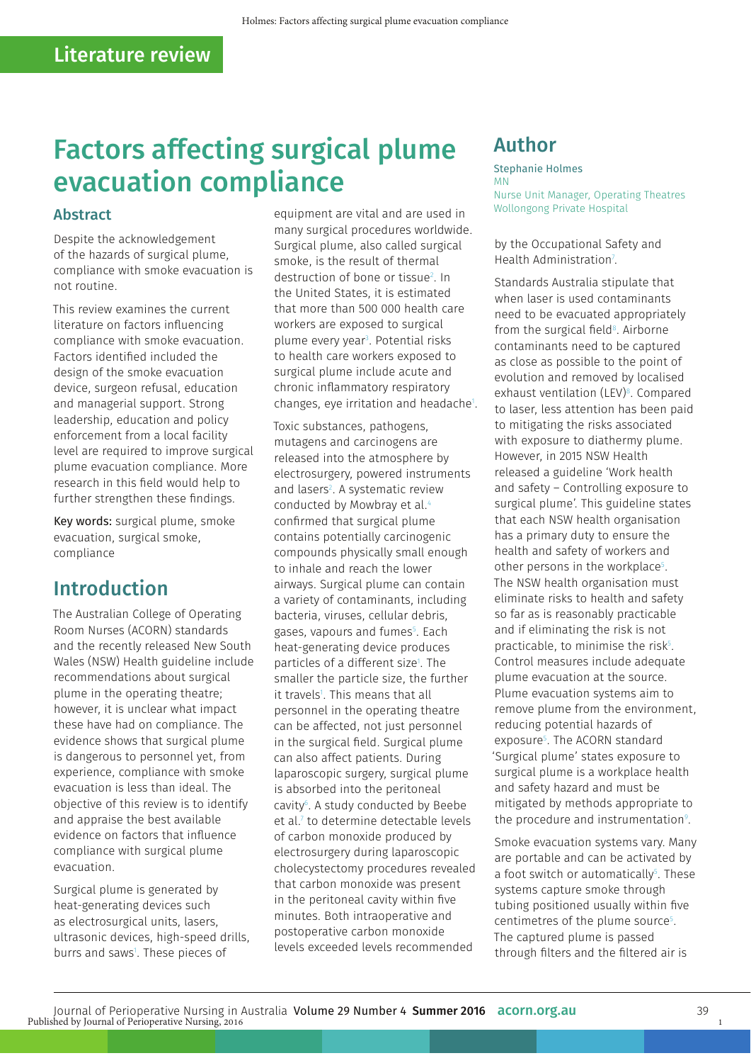Literature review

# Factors affecting surgical plume evacuation compliance

## Author

Stephanie Holmes
MN
Nurse Unit Manager, Operating Theatres
Wollongong Private Hospital

## Abstract

Despite the acknowledgement of the hazards of surgical plume, compliance with smoke evacuation is not routine.

This review examines the current literature on factors influencing compliance with smoke evacuation. Factors identified included the design of the smoke evacuation device, surgeon refusal, education and managerial support. Strong leadership, education and policy enforcement from a local facility level are required to improve surgical plume evacuation compliance. More research in this field would help to further strengthen these findings.

**Key words:** surgical plume, smoke evacuation, surgical smoke, compliance

## Introduction

The Australian College of Operating Room Nurses (ACORN) standards and the recently released New South Wales (NSW) Health guideline include recommendations about surgical plume in the operating theatre; however, it is unclear what impact these have had on compliance. The evidence shows that surgical plume is dangerous to personnel yet, from experience, compliance with smoke evacuation is less than ideal. The objective of this review is to identify and appraise the best available evidence on factors that influence compliance with surgical plume evacuation.

Surgical plume is generated by heat-generating devices such as electrosurgical units, lasers, ultrasonic devices, high-speed drills, burrs and saws[1]. These pieces of equipment are vital and are used in many surgical procedures worldwide. Surgical plume, also called surgical smoke, is the result of thermal destruction of bone or tissue[2]. In the United States, it is estimated that more than 500 000 health care workers are exposed to surgical plume every year[3]. Potential risks to health care workers exposed to surgical plume include acute and chronic inflammatory respiratory changes, eye irritation and headache[1].

Toxic substances, pathogens, mutagens and carcinogens are released into the atmosphere by electrosurgery, powered instruments and lasers[2]. A systematic review conducted by Mowbray et al.[4] confirmed that surgical plume contains potentially carcinogenic compounds physically small enough to inhale and reach the lower airways. Surgical plume can contain a variety of contaminants, including bacteria, viruses, cellular debris, gases, vapours and fumes[5]. Each heat-generating device produces particles of a different size[1]. The smaller the particle size, the further it travels[1]. This means that all personnel in the operating theatre can be affected, not just personnel in the surgical field. Surgical plume can also affect patients. During laparoscopic surgery, surgical plume is absorbed into the peritoneal cavity[6]. A study conducted by Beebe et al.[7] to determine detectable levels of carbon monoxide produced by electrosurgery during laparoscopic cholecystectomy procedures revealed that carbon monoxide was present in the peritoneal cavity within five minutes. Both intraoperative and postoperative carbon monoxide levels exceeded levels recommended by the Occupational Safety and Health Administration[7].

Standards Australia stipulate that when laser is used contaminants need to be evacuated appropriately from the surgical field[8]. Airborne contaminants need to be captured as close as possible to the point of evolution and removed by localised exhaust ventilation (LEV)[8]. Compared to laser, less attention has been paid to mitigating the risks associated with exposure to diathermy plume. However, in 2015 NSW Health released a guideline 'Work health and safety – Controlling exposure to surgical plume'. This guideline states that each NSW health organisation has a primary duty to ensure the health and safety of workers and other persons in the workplace[5]. The NSW health organisation must eliminate risks to health and safety so far as is reasonably practicable and if eliminating the risk is not practicable, to minimise the risk[5]. Control measures include adequate plume evacuation at the source. Plume evacuation systems aim to remove plume from the environment, reducing potential hazards of exposure[5]. The ACORN standard 'Surgical plume' states exposure to surgical plume is a workplace health and safety hazard and must be mitigated by methods appropriate to the procedure and instrumentation[9].

Smoke evacuation systems vary. Many are portable and can be activated by a foot switch or automatically[5]. These systems capture smoke through tubing positioned usually within five centimetres of the plume source[5]. The captured plume is passed through filters and the filtered air is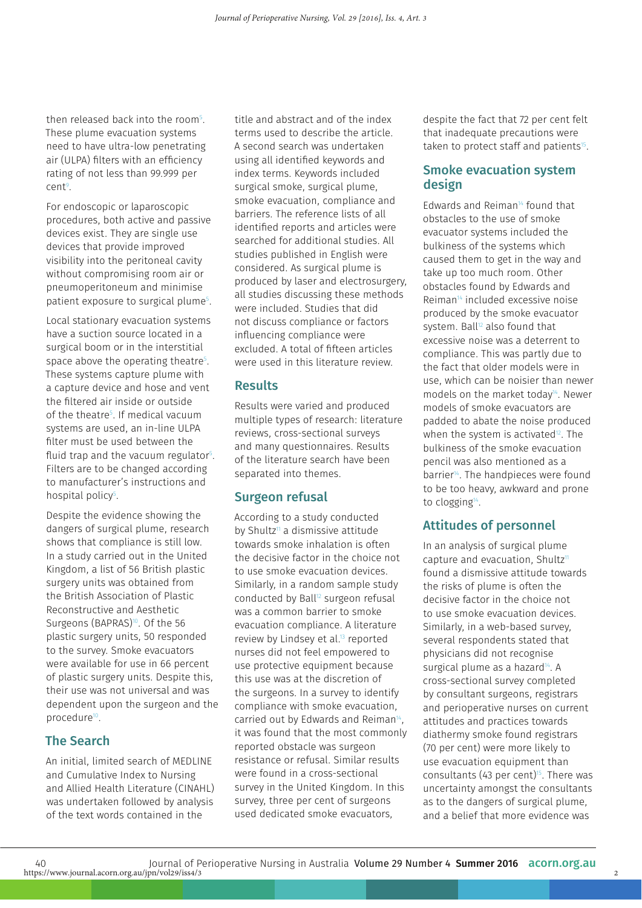then released back into the room[5]. These plume evacuation systems need to have ultra-low penetrating air (ULPA) filters with an efficiency rating of not less than 99.999 per cent[9].

For endoscopic or laparoscopic procedures, both active and passive devices exist. They are single use devices that provide improved visibility into the peritoneal cavity without compromising room air or pneumoperitoneum and minimise patient exposure to surgical plume[5].

Local stationary evacuation systems have a suction source located in a surgical boom or in the interstitial space above the operating theatre[5]. These systems capture plume with a capture device and hose and vent the filtered air inside or outside of the theatre[5]. If medical vacuum systems are used, an in-line ULPA filter must be used between the fluid trap and the vacuum regulator[5]. Filters are to be changed according to manufacturer's instructions and hospital policy[5].

Despite the evidence showing the dangers of surgical plume, research shows that compliance is still low. In a study carried out in the United Kingdom, a list of 56 British plastic surgery units was obtained from the British Association of Plastic Reconstructive and Aesthetic Surgeons (BAPRAS)[10]. Of the 56 plastic surgery units, 50 responded to the survey. Smoke evacuators were available for use in 66 percent of plastic surgery units. Despite this, their use was not universal and was dependent upon the surgeon and the procedure[10].

## The Search

An initial, limited search of MEDLINE and Cumulative Index to Nursing and Allied Health Literature (CINAHL) was undertaken followed by analysis of the text words contained in the title and abstract and of the index terms used to describe the article. A second search was undertaken using all identified keywords and index terms. Keywords included surgical smoke, surgical plume, smoke evacuation, compliance and barriers. The reference lists of all identified reports and articles were searched for additional studies. All studies published in English were considered. As surgical plume is produced by laser and electrosurgery, all studies discussing these methods were included. Studies that did not discuss compliance or factors influencing compliance were excluded. A total of fifteen articles were used in this literature review.

## Results

Results were varied and produced multiple types of research: literature reviews, cross-sectional surveys and many questionnaires. Results of the literature search have been separated into themes.

## Surgeon refusal

According to a study conducted by Shultz[11] a dismissive attitude towards smoke inhalation is often the decisive factor in the choice not to use smoke evacuation devices. Similarly, in a random sample study conducted by Ball[12] surgeon refusal was a common barrier to smoke evacuation compliance. A literature review by Lindsey et al.[13] reported nurses did not feel empowered to use protective equipment because this use was at the discretion of the surgeons. In a survey to identify compliance with smoke evacuation, carried out by Edwards and Reiman[14], it was found that the most commonly reported obstacle was surgeon resistance or refusal. Similar results were found in a cross-sectional survey in the United Kingdom. In this survey, three per cent of surgeons used dedicated smoke evacuators, despite the fact that 72 per cent felt that inadequate precautions were taken to protect staff and patients[15].

## Smoke evacuation system design

Edwards and Reiman[14] found that obstacles to the use of smoke evacuator systems included the bulkiness of the systems which caused them to get in the way and take up too much room. Other obstacles found by Edwards and Reiman[14] included excessive noise produced by the smoke evacuator system. Ball[12] also found that excessive noise was a deterrent to compliance. This was partly due to the fact that older models were in use, which can be noisier than newer models on the market today[14]. Newer models of smoke evacuators are padded to abate the noise produced when the system is activated[12]. The bulkiness of the smoke evacuation pencil was also mentioned as a barrier[14]. The handpieces were found to be too heavy, awkward and prone to clogging[14].

## Attitudes of personnel

In an analysis of surgical plume capture and evacuation, Shultz[11] found a dismissive attitude towards the risks of plume is often the decisive factor in the choice not to use smoke evacuation devices. Similarly, in a web-based survey, several respondents stated that physicians did not recognise surgical plume as a hazard[14]. A cross-sectional survey completed by consultant surgeons, registrars and perioperative nurses on current attitudes and practices towards diathermy smoke found registrars (70 per cent) were more likely to use evacuation equipment than consultants (43 per cent)[15]. There was uncertainty amongst the consultants as to the dangers of surgical plume, and a belief that more evidence was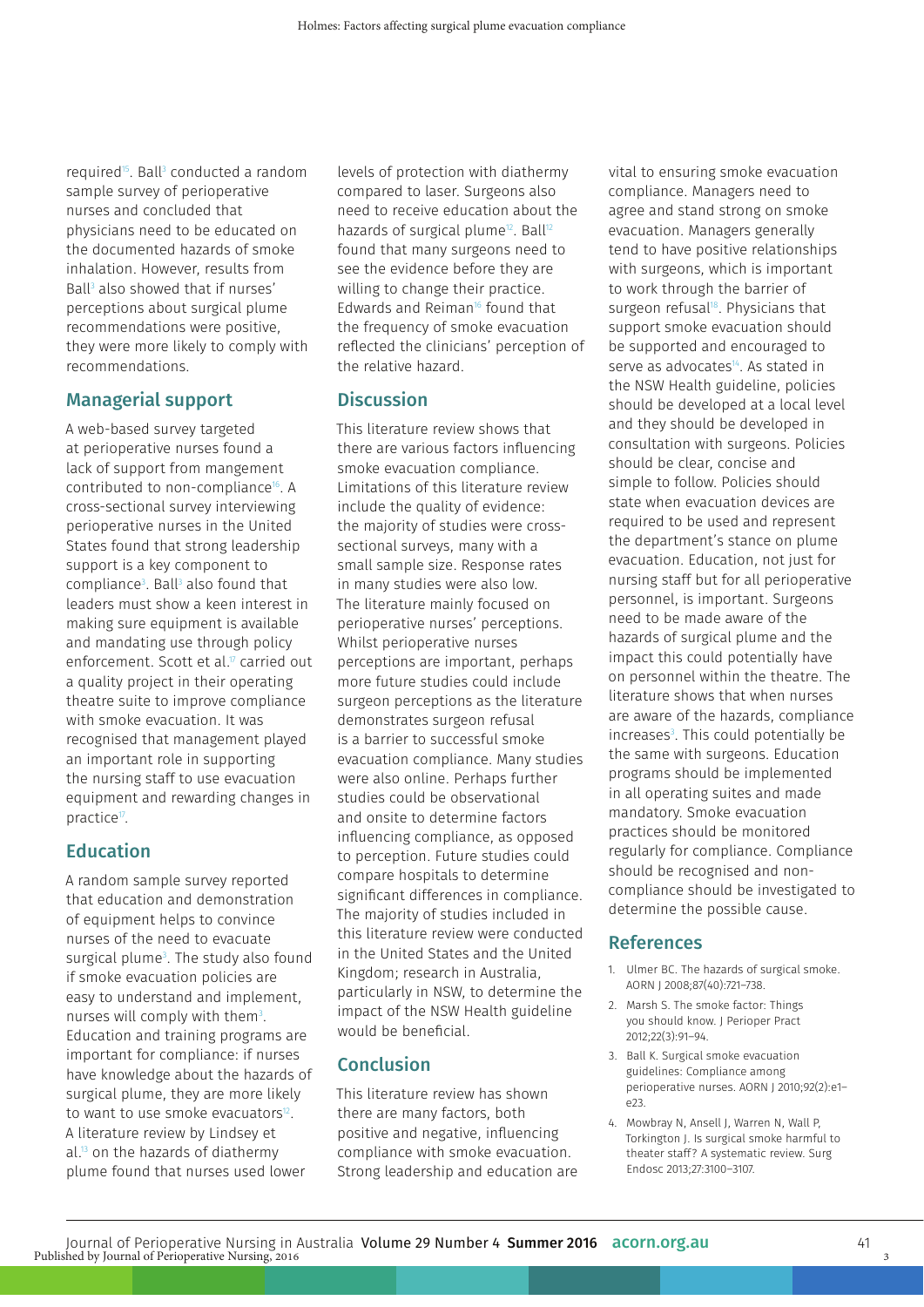required[15]. Ball[3] conducted a random sample survey of perioperative nurses and concluded that physicians need to be educated on the documented hazards of smoke inhalation. However, results from Ball[3] also showed that if nurses' perceptions about surgical plume recommendations were positive, they were more likely to comply with recommendations.

## Managerial support

A web-based survey targeted at perioperative nurses found a lack of support from mangement contributed to non-compliance[16]. A cross-sectional survey interviewing perioperative nurses in the United States found that strong leadership support is a key component to compliance[3]. Ball[3] also found that leaders must show a keen interest in making sure equipment is available and mandating use through policy enforcement. Scott et al.[17] carried out a quality project in their operating theatre suite to improve compliance with smoke evacuation. It was recognised that management played an important role in supporting the nursing staff to use evacuation equipment and rewarding changes in practice[17].

## Education

A random sample survey reported that education and demonstration of equipment helps to convince nurses of the need to evacuate surgical plume[3]. The study also found if smoke evacuation policies are easy to understand and implement, nurses will comply with them[3]. Education and training programs are important for compliance: if nurses have knowledge about the hazards of surgical plume, they are more likely to want to use smoke evacuators[12]. A literature review by Lindsey et al.[13] on the hazards of diathermy plume found that nurses used lower levels of protection with diathermy compared to laser. Surgeons also need to receive education about the hazards of surgical plume[12]. Ball[12] found that many surgeons need to see the evidence before they are willing to change their practice. Edwards and Reiman[16] found that the frequency of smoke evacuation reflected the clinicians' perception of the relative hazard.

## Discussion

This literature review shows that there are various factors influencing smoke evacuation compliance. Limitations of this literature review include the quality of evidence: the majority of studies were cross-sectional surveys, many with a small sample size. Response rates in many studies were also low. The literature mainly focused on perioperative nurses' perceptions. Whilst perioperative nurses perceptions are important, perhaps more future studies could include surgeon perceptions as the literature demonstrates surgeon refusal is a barrier to successful smoke evacuation compliance. Many studies were also online. Perhaps further studies could be observational and onsite to determine factors influencing compliance, as opposed to perception. Future studies could compare hospitals to determine significant differences in compliance. The majority of studies included in this literature review were conducted in the United States and the United Kingdom; research in Australia, particularly in NSW, to determine the impact of the NSW Health guideline would be beneficial.

## Conclusion

This literature review has shown there are many factors, both positive and negative, influencing compliance with smoke evacuation. Strong leadership and education are vital to ensuring smoke evacuation compliance. Managers need to agree and stand strong on smoke evacuation. Managers generally tend to have positive relationships with surgeons, which is important to work through the barrier of surgeon refusal[18]. Physicians that support smoke evacuation should be supported and encouraged to serve as advocates[14]. As stated in the NSW Health guideline, policies should be developed at a local level and they should be developed in consultation with surgeons. Policies should be clear, concise and simple to follow. Policies should state when evacuation devices are required to be used and represent the department's stance on plume evacuation. Education, not just for nursing staff but for all perioperative personnel, is important. Surgeons need to be made aware of the hazards of surgical plume and the impact this could potentially have on personnel within the theatre. The literature shows that when nurses are aware of the hazards, compliance increases[3]. This could potentially be the same with surgeons. Education programs should be implemented in all operating suites and made mandatory. Smoke evacuation practices should be monitored regularly for compliance. Compliance should be recognised and non-compliance should be investigated to determine the possible cause.

## References

1. Ulmer BC. The hazards of surgical smoke. AORN J 2008;87(40):721–738.
2. Marsh S. The smoke factor: Things you should know. J Perioper Pract 2012;22(3):91–94.
3. Ball K. Surgical smoke evacuation guidelines: Compliance among perioperative nurses. AORN J 2010;92(2):e1–e23.
4. Mowbray N, Ansell J, Warren N, Wall P, Torkington J. Is surgical smoke harmful to theater staff? A systematic review. Surg Endosc 2013;27:3100–3107.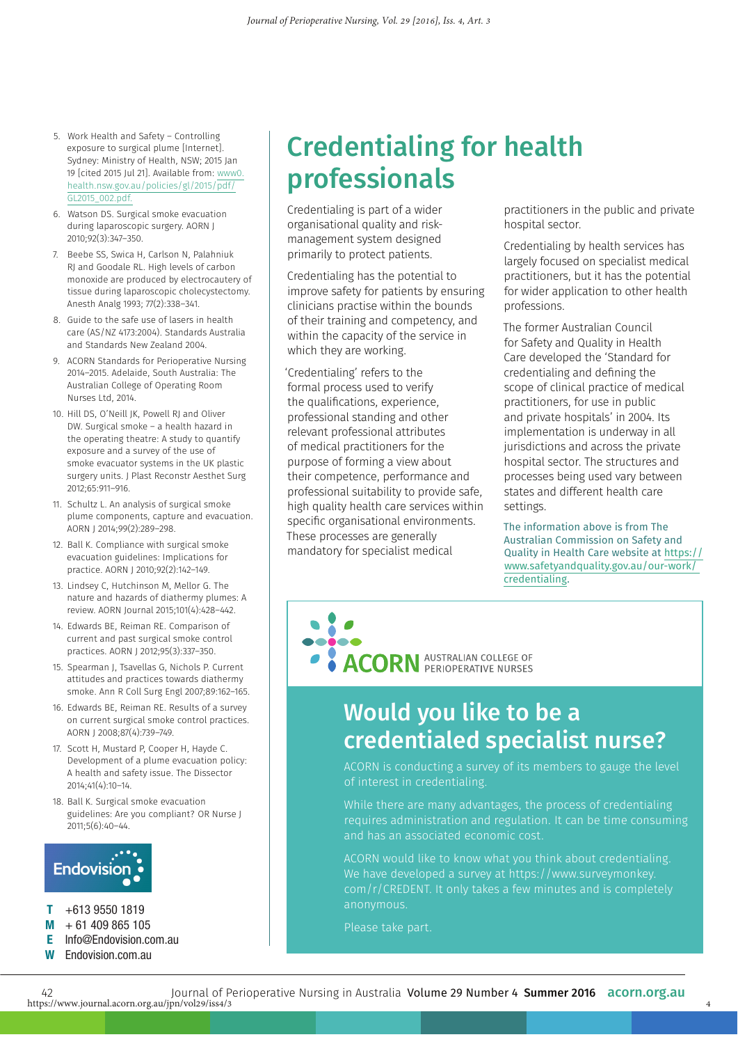5. Work Health and Safety – Controlling exposure to surgical plume [Internet]. Sydney: Ministry of Health, NSW; 2015 Jan 19 [cited 2015 Jul 21]. Available from: www0.health.nsw.gov.au/policies/gl/2015/pdf/GL2015_002.pdf.
6. Watson DS. Surgical smoke evacuation during laparoscopic surgery. AORN J 2010;92(3):347–350.
7. Beebe SS, Swica H, Carlson N, Palahniuk RJ and Goodale RL. High levels of carbon monoxide are produced by electrocautery of tissue during laparoscopic cholecystectomy. Anesth Analg 1993; 77(2):338–341.
8. Guide to the safe use of lasers in health care (AS/NZ 4173:2004). Standards Australia and Standards New Zealand 2004.
9. ACORN Standards for Perioperative Nursing 2014–2015. Adelaide, South Australia: The Australian College of Operating Room Nurses Ltd, 2014.
10. Hill DS, O'Neill JK, Powell RJ and Oliver DW. Surgical smoke – a health hazard in the operating theatre: A study to quantify exposure and a survey of the use of smoke evacuator systems in the UK plastic surgery units. J Plast Reconstr Aesthet Surg 2012;65:911–916.
11. Schultz L. An analysis of surgical smoke plume components, capture and evacuation. AORN J 2014;99(2):289–298.
12. Ball K. Compliance with surgical smoke evacuation guidelines: Implications for practice. AORN J 2010;92(2):142–149.
13. Lindsey C, Hutchinson M, Mellor G. The nature and hazards of diathermy plumes: A review. AORN Journal 2015;101(4):428–442.
14. Edwards BE, Reiman RE. Comparison of current and past surgical smoke control practices. AORN J 2012;95(3):337–350.
15. Spearman J, Tsavellas G, Nichols P. Current attitudes and practices towards diathermy smoke. Ann R Coll Surg Engl 2007;89:162–165.
16. Edwards BE, Reiman RE. Results of a survey on current surgical smoke control practices. AORN J 2008;87(4):739–749.
17. Scott H, Mustard P, Cooper H, Hayde C. Development of a plume evacuation policy: A health and safety issue. The Dissector 2014;41(4):10–14.
18. Ball K. Surgical smoke evacuation guidelines: Are you compliant? OR Nurse J 2011;5(6):40–44.

Endovision

**T** +613 9550 1819
**M** + 61 409 865 105
**E** Info@Endovision.com.au
**W** Endovision.com.au

# Credentialing for health professionals

Credentialing is part of a wider organisational quality and risk-management system designed primarily to protect patients.

Credentialing has the potential to improve safety for patients by ensuring clinicians practise within the bounds of their training and competency, and within the capacity of the service in which they are working.

'Credentialing' refers to the formal process used to verify the qualifications, experience, professional standing and other relevant professional attributes of medical practitioners for the purpose of forming a view about their competence, performance and professional suitability to provide safe, high quality health care services within specific organisational environments. These processes are generally mandatory for specialist medical practitioners in the public and private hospital sector.

Credentialing by health services has largely focused on specialist medical practitioners, but it has the potential for wider application to other health professions.

The former Australian Council for Safety and Quality in Health Care developed the 'Standard for credentialing and defining the scope of clinical practice of medical practitioners, for use in public and private hospitals' in 2004. Its implementation is underway in all jurisdictions and across the private hospital sector. The structures and processes being used vary between states and different health care settings.

The information above is from The Australian Commission on Safety and Quality in Health Care website at https://www.safetyandquality.gov.au/our-work/credentialing.

ACORN AUSTRALIAN COLLEGE OF PERIOPERATIVE NURSES

## Would you like to be a credentialed specialist nurse?

ACORN is conducting a survey of its members to gauge the level of interest in credentialing.

While there are many advantages, the process of credentialing requires administration and regulation. It can be time consuming and has an associated economic cost.

ACORN would like to know what you think about credentialing. We have developed a survey at https://www.surveymonkey.com/r/CREDENT. It only takes a few minutes and is completely anonymous.

Please take part.